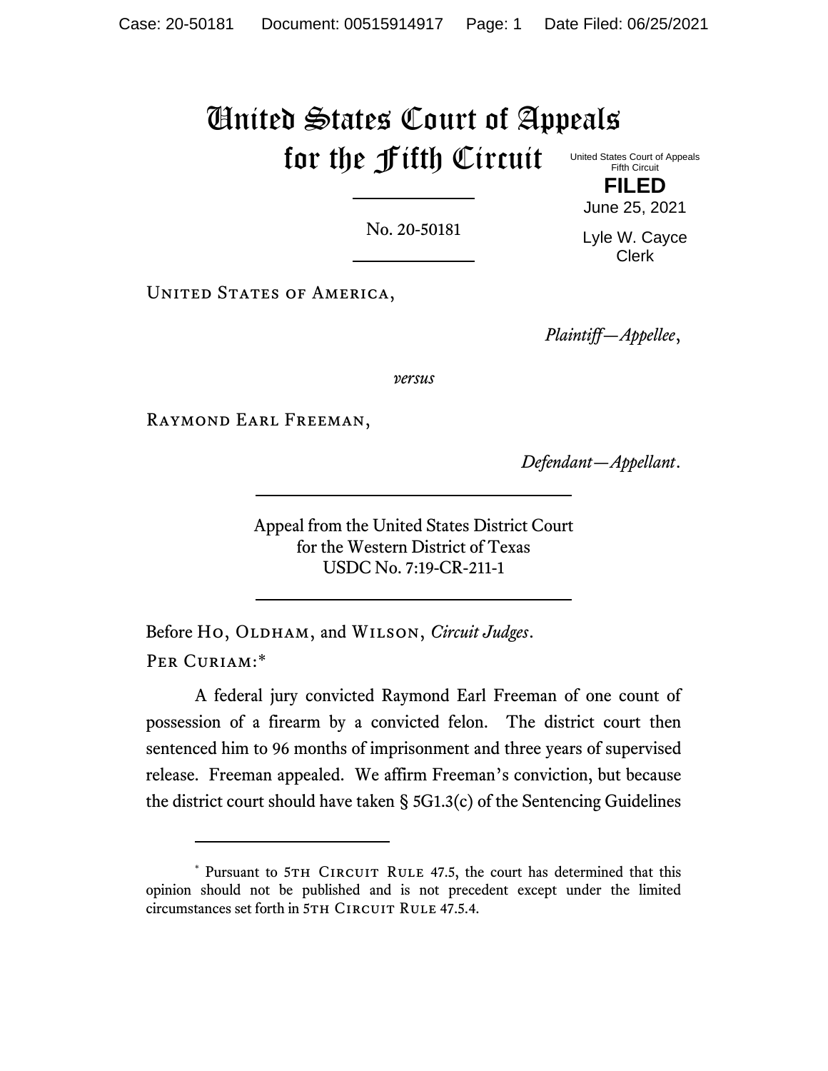# United States Court of Appeals for the Fifth Circuit

United States Court of Appeals
Fifth Circuit

**FILED**

June 25, 2021

Lyle W. Cayce
Clerk

No. 20-50181

United States of America,

*Plaintiff—Appellee*,

*versus*

Raymond Earl Freeman,

*Defendant—Appellant*.

Appeal from the United States District Court
for the Western District of Texas
USDC No. 7:19-CR-211-1

Before Ho, Oldham, and Wilson, *Circuit Judges*.

Per Curiam:*

A federal jury convicted Raymond Earl Freeman of one count of possession of a firearm by a convicted felon. The district court then sentenced him to 96 months of imprisonment and three years of supervised release. Freeman appealed. We affirm Freeman's conviction, but because the district court should have taken § 5G1.3(c) of the Sentencing Guidelines

---

* Pursuant to 5th Circuit Rule 47.5, the court has determined that this opinion should not be published and is not precedent except under the limited circumstances set forth in 5th Circuit Rule 47.5.4.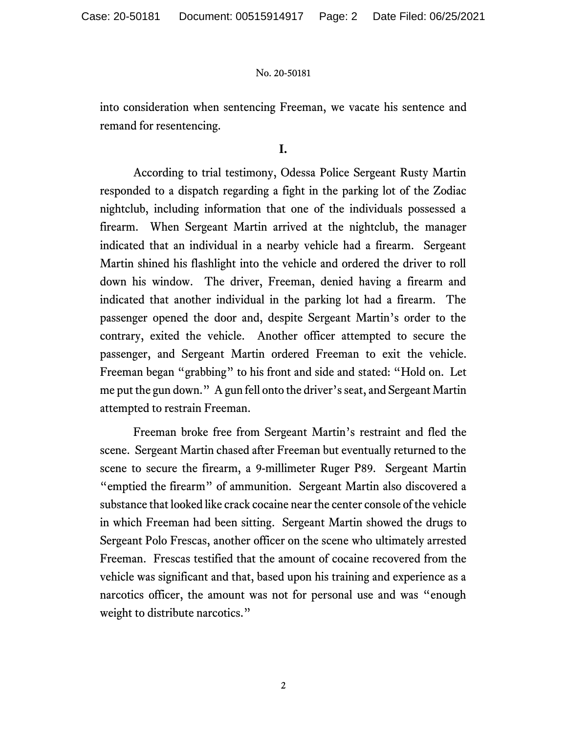into consideration when sentencing Freeman, we vacate his sentence and remand for resentencing.

**I.**

According to trial testimony, Odessa Police Sergeant Rusty Martin responded to a dispatch regarding a fight in the parking lot of the Zodiac nightclub, including information that one of the individuals possessed a firearm. When Sergeant Martin arrived at the nightclub, the manager indicated that an individual in a nearby vehicle had a firearm. Sergeant Martin shined his flashlight into the vehicle and ordered the driver to roll down his window. The driver, Freeman, denied having a firearm and indicated that another individual in the parking lot had a firearm. The passenger opened the door and, despite Sergeant Martin's order to the contrary, exited the vehicle. Another officer attempted to secure the passenger, and Sergeant Martin ordered Freeman to exit the vehicle. Freeman began "grabbing" to his front and side and stated: "Hold on. Let me put the gun down." A gun fell onto the driver's seat, and Sergeant Martin attempted to restrain Freeman.

Freeman broke free from Sergeant Martin's restraint and fled the scene. Sergeant Martin chased after Freeman but eventually returned to the scene to secure the firearm, a 9-millimeter Ruger P89. Sergeant Martin "emptied the firearm" of ammunition. Sergeant Martin also discovered a substance that looked like crack cocaine near the center console of the vehicle in which Freeman had been sitting. Sergeant Martin showed the drugs to Sergeant Polo Frescas, another officer on the scene who ultimately arrested Freeman. Frescas testified that the amount of cocaine recovered from the vehicle was significant and that, based upon his training and experience as a narcotics officer, the amount was not for personal use and was "enough weight to distribute narcotics."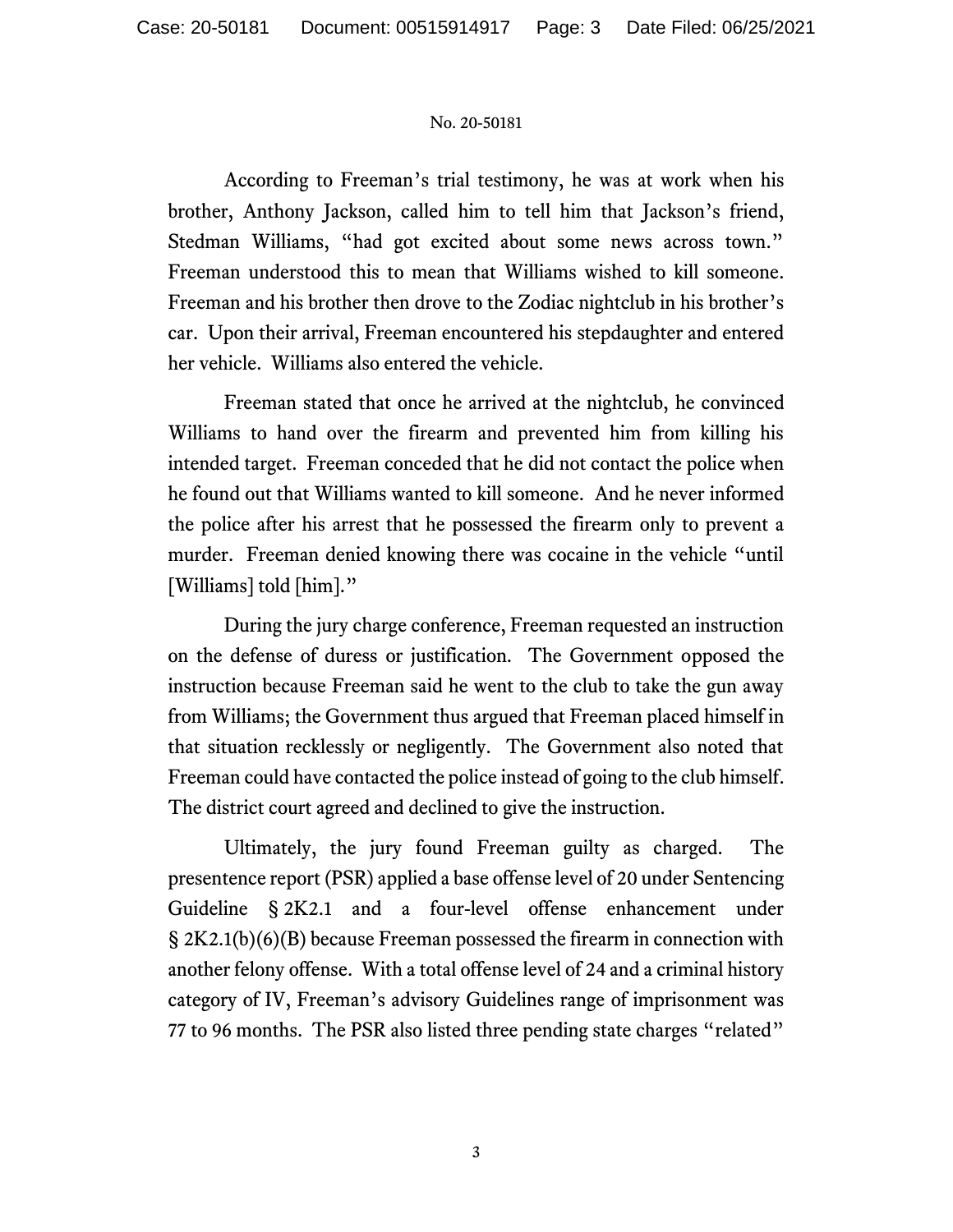According to Freeman's trial testimony, he was at work when his brother, Anthony Jackson, called him to tell him that Jackson's friend, Stedman Williams, "had got excited about some news across town." Freeman understood this to mean that Williams wished to kill someone. Freeman and his brother then drove to the Zodiac nightclub in his brother's car. Upon their arrival, Freeman encountered his stepdaughter and entered her vehicle. Williams also entered the vehicle.

Freeman stated that once he arrived at the nightclub, he convinced Williams to hand over the firearm and prevented him from killing his intended target. Freeman conceded that he did not contact the police when he found out that Williams wanted to kill someone. And he never informed the police after his arrest that he possessed the firearm only to prevent a murder. Freeman denied knowing there was cocaine in the vehicle "until [Williams] told [him]."

During the jury charge conference, Freeman requested an instruction on the defense of duress or justification. The Government opposed the instruction because Freeman said he went to the club to take the gun away from Williams; the Government thus argued that Freeman placed himself in that situation recklessly or negligently. The Government also noted that Freeman could have contacted the police instead of going to the club himself. The district court agreed and declined to give the instruction.

Ultimately, the jury found Freeman guilty as charged. The presentence report (PSR) applied a base offense level of 20 under Sentencing Guideline § 2K2.1 and a four-level offense enhancement under § 2K2.1(b)(6)(B) because Freeman possessed the firearm in connection with another felony offense. With a total offense level of 24 and a criminal history category of IV, Freeman's advisory Guidelines range of imprisonment was 77 to 96 months. The PSR also listed three pending state charges "related"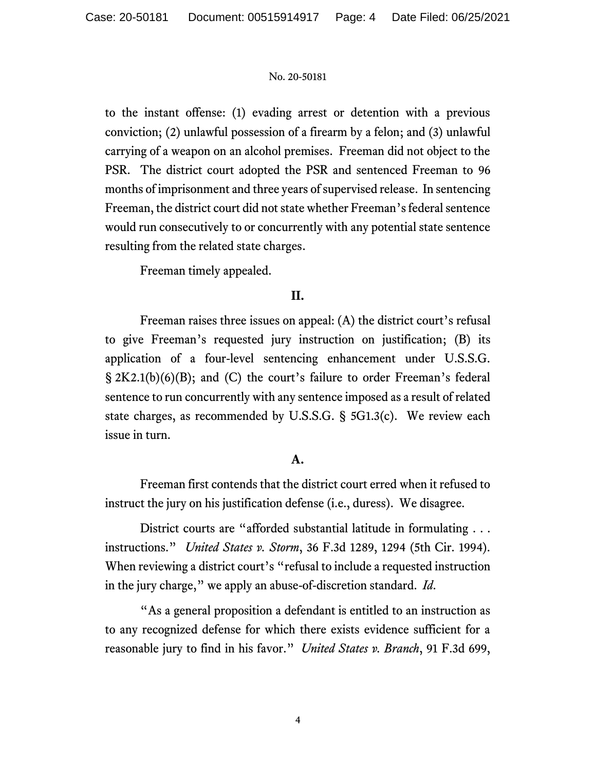to the instant offense: (1) evading arrest or detention with a previous conviction; (2) unlawful possession of a firearm by a felon; and (3) unlawful carrying of a weapon on an alcohol premises. Freeman did not object to the PSR. The district court adopted the PSR and sentenced Freeman to 96 months of imprisonment and three years of supervised release. In sentencing Freeman, the district court did not state whether Freeman's federal sentence would run consecutively to or concurrently with any potential state sentence resulting from the related state charges.

Freeman timely appealed.

## II.

Freeman raises three issues on appeal: (A) the district court's refusal to give Freeman's requested jury instruction on justification; (B) its application of a four-level sentencing enhancement under U.S.S.G. § 2K2.1(b)(6)(B); and (C) the court's failure to order Freeman's federal sentence to run concurrently with any sentence imposed as a result of related state charges, as recommended by U.S.S.G. § 5G1.3(c). We review each issue in turn.

### A.

Freeman first contends that the district court erred when it refused to instruct the jury on his justification defense (i.e., duress). We disagree.

District courts are "afforded substantial latitude in formulating . . . instructions." *United States v. Storm*, 36 F.3d 1289, 1294 (5th Cir. 1994). When reviewing a district court's "refusal to include a requested instruction in the jury charge," we apply an abuse-of-discretion standard. *Id.*

"As a general proposition a defendant is entitled to an instruction as to any recognized defense for which there exists evidence sufficient for a reasonable jury to find in his favor." *United States v. Branch*, 91 F.3d 699,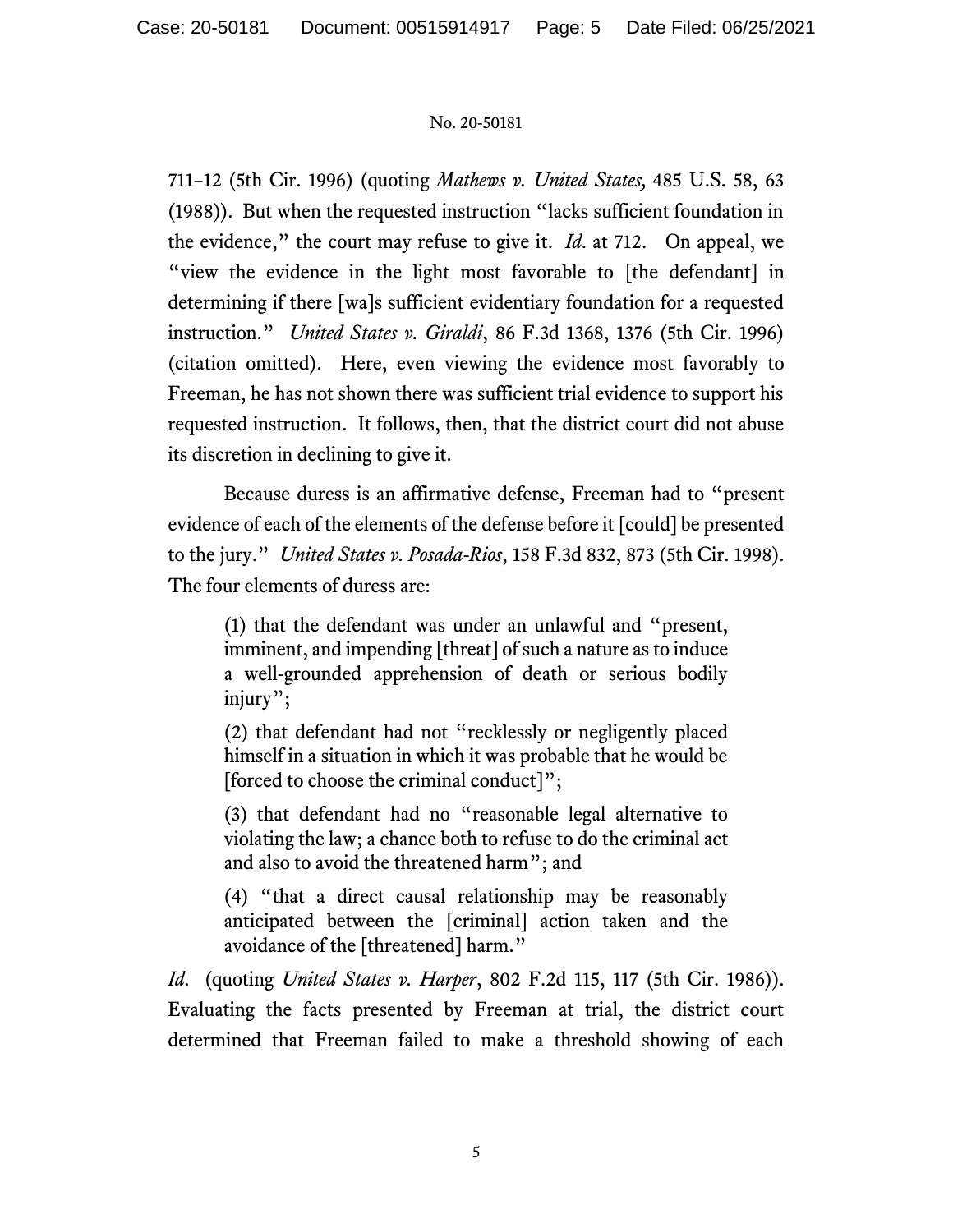711–12 (5th Cir. 1996) (quoting *Mathews v. United States,* 485 U.S. 58, 63 (1988)). But when the requested instruction "lacks sufficient foundation in the evidence," the court may refuse to give it. *Id*. at 712. On appeal, we "view the evidence in the light most favorable to [the defendant] in determining if there [wa]s sufficient evidentiary foundation for a requested instruction." *United States v. Giraldi*, 86 F.3d 1368, 1376 (5th Cir. 1996) (citation omitted). Here, even viewing the evidence most favorably to Freeman, he has not shown there was sufficient trial evidence to support his requested instruction. It follows, then, that the district court did not abuse its discretion in declining to give it.

Because duress is an affirmative defense, Freeman had to "present evidence of each of the elements of the defense before it [could] be presented to the jury." *United States v. Posada-Rios*, 158 F.3d 832, 873 (5th Cir. 1998). The four elements of duress are:

> (1) that the defendant was under an unlawful and "present, imminent, and impending [threat] of such a nature as to induce a well-grounded apprehension of death or serious bodily injury";
>
> (2) that defendant had not "recklessly or negligently placed himself in a situation in which it was probable that he would be [forced to choose the criminal conduct]";
>
> (3) that defendant had no "reasonable legal alternative to violating the law; a chance both to refuse to do the criminal act and also to avoid the threatened harm"; and
>
> (4) "that a direct causal relationship may be reasonably anticipated between the [criminal] action taken and the avoidance of the [threatened] harm."

*Id*. (quoting *United States v. Harper*, 802 F.2d 115, 117 (5th Cir. 1986)). Evaluating the facts presented by Freeman at trial, the district court determined that Freeman failed to make a threshold showing of each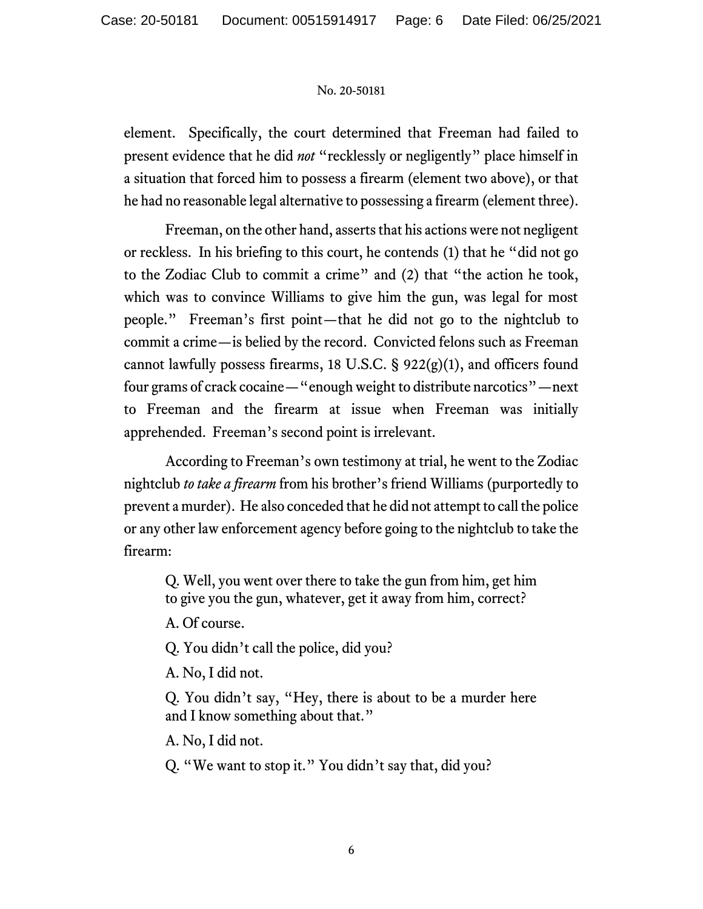element. Specifically, the court determined that Freeman had failed to present evidence that he did *not* "recklessly or negligently" place himself in a situation that forced him to possess a firearm (element two above), or that he had no reasonable legal alternative to possessing a firearm (element three).

Freeman, on the other hand, asserts that his actions were not negligent or reckless. In his briefing to this court, he contends (1) that he "did not go to the Zodiac Club to commit a crime" and (2) that "the action he took, which was to convince Williams to give him the gun, was legal for most people." Freeman's first point—that he did not go to the nightclub to commit a crime—is belied by the record. Convicted felons such as Freeman cannot lawfully possess firearms, 18 U.S.C. § 922(g)(1), and officers found four grams of crack cocaine—"enough weight to distribute narcotics"—next to Freeman and the firearm at issue when Freeman was initially apprehended. Freeman's second point is irrelevant.

According to Freeman's own testimony at trial, he went to the Zodiac nightclub *to take a firearm* from his brother's friend Williams (purportedly to prevent a murder). He also conceded that he did not attempt to call the police or any other law enforcement agency before going to the nightclub to take the firearm:

> Q. Well, you went over there to take the gun from him, get him to give you the gun, whatever, get it away from him, correct?
>
> A. Of course.
>
> Q. You didn't call the police, did you?
>
> A. No, I did not.
>
> Q. You didn't say, "Hey, there is about to be a murder here and I know something about that."
>
> A. No, I did not.
>
> Q. "We want to stop it." You didn't say that, did you?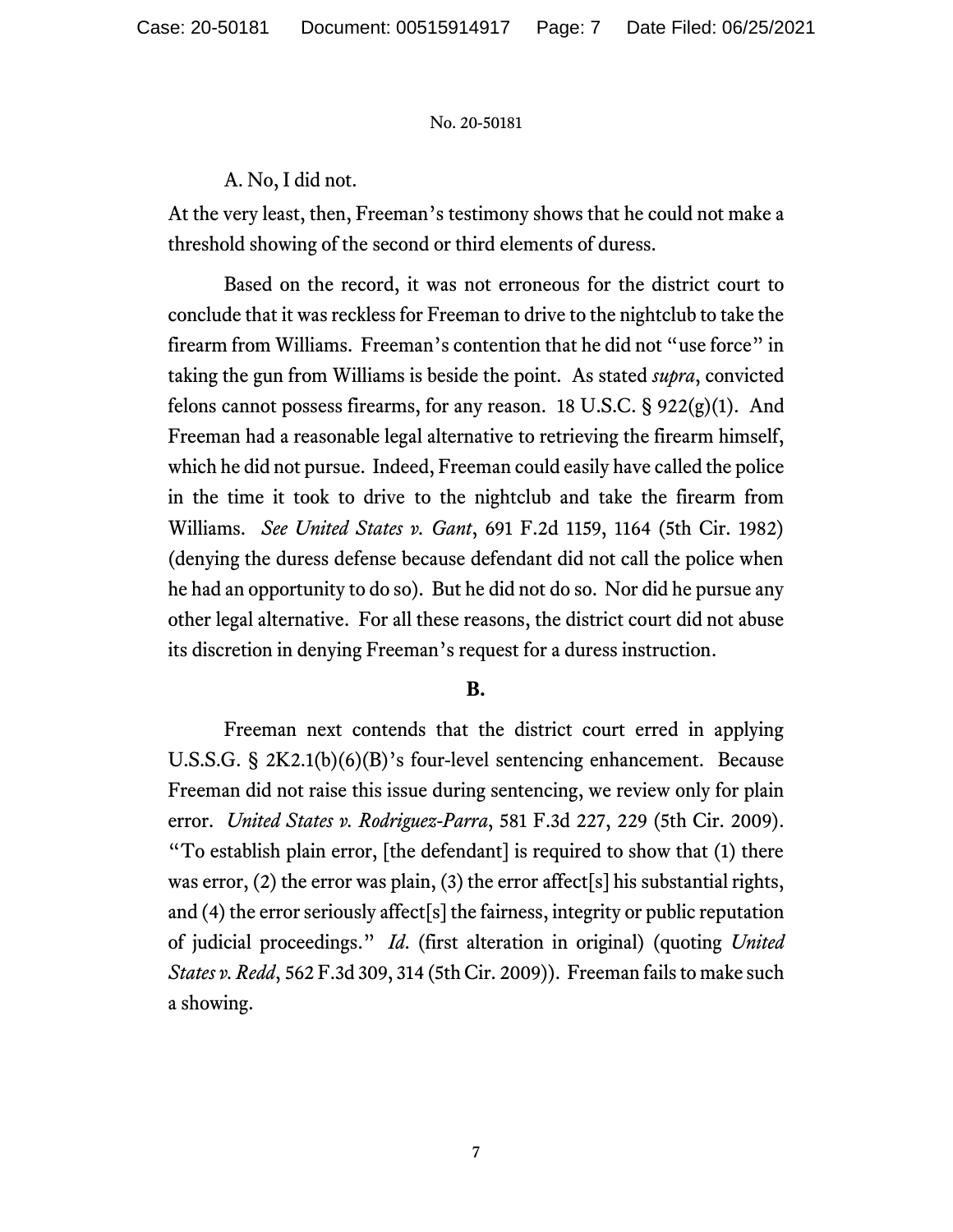A. No, I did not.

At the very least, then, Freeman's testimony shows that he could not make a threshold showing of the second or third elements of duress.

Based on the record, it was not erroneous for the district court to conclude that it was reckless for Freeman to drive to the nightclub to take the firearm from Williams. Freeman's contention that he did not "use force" in taking the gun from Williams is beside the point. As stated *supra*, convicted felons cannot possess firearms, for any reason. 18 U.S.C. § 922(g)(1). And Freeman had a reasonable legal alternative to retrieving the firearm himself, which he did not pursue. Indeed, Freeman could easily have called the police in the time it took to drive to the nightclub and take the firearm from Williams. *See United States v. Gant*, 691 F.2d 1159, 1164 (5th Cir. 1982) (denying the duress defense because defendant did not call the police when he had an opportunity to do so). But he did not do so. Nor did he pursue any other legal alternative. For all these reasons, the district court did not abuse its discretion in denying Freeman's request for a duress instruction.

## B.

Freeman next contends that the district court erred in applying U.S.S.G. § 2K2.1(b)(6)(B)'s four-level sentencing enhancement. Because Freeman did not raise this issue during sentencing, we review only for plain error. *United States v. Rodriguez-Parra*, 581 F.3d 227, 229 (5th Cir. 2009). "To establish plain error, [the defendant] is required to show that (1) there was error, (2) the error was plain, (3) the error affect[s] his substantial rights, and (4) the error seriously affect[s] the fairness, integrity or public reputation of judicial proceedings." *Id.* (first alteration in original) (quoting *United States v. Redd*, 562 F.3d 309, 314 (5th Cir. 2009)). Freeman fails to make such a showing.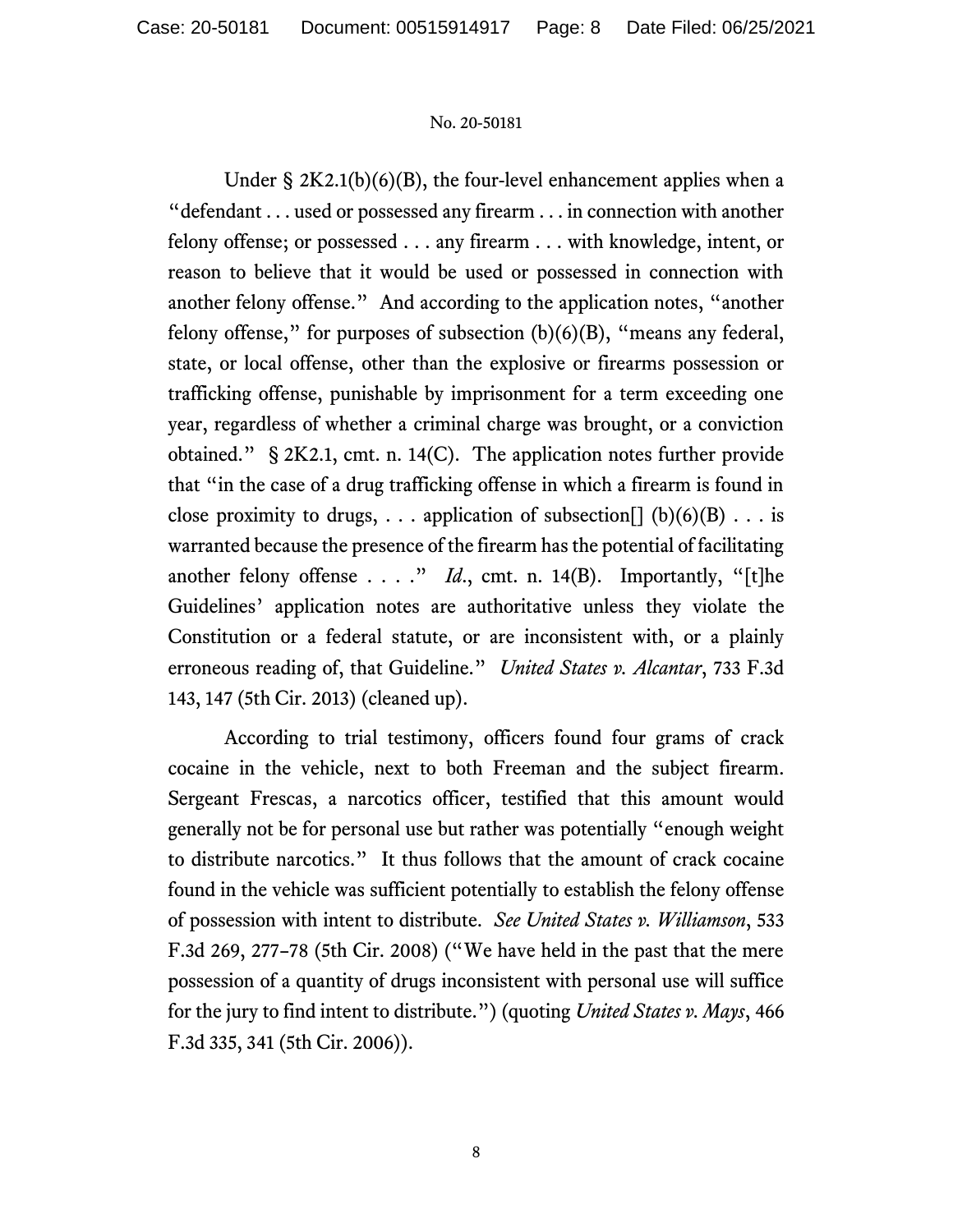Under § 2K2.1(b)(6)(B), the four-level enhancement applies when a "defendant . . . used or possessed any firearm . . . in connection with another felony offense; or possessed . . . any firearm . . . with knowledge, intent, or reason to believe that it would be used or possessed in connection with another felony offense." And according to the application notes, "another felony offense," for purposes of subsection (b)(6)(B), "means any federal, state, or local offense, other than the explosive or firearms possession or trafficking offense, punishable by imprisonment for a term exceeding one year, regardless of whether a criminal charge was brought, or a conviction obtained." § 2K2.1, cmt. n. 14(C). The application notes further provide that "in the case of a drug trafficking offense in which a firearm is found in close proximity to drugs, . . . application of subsection[] (b)(6)(B) . . . is warranted because the presence of the firearm has the potential of facilitating another felony offense . . . ." *Id.*, cmt. n. 14(B). Importantly, "[t]he Guidelines' application notes are authoritative unless they violate the Constitution or a federal statute, or are inconsistent with, or a plainly erroneous reading of, that Guideline." *United States v. Alcantar*, 733 F.3d 143, 147 (5th Cir. 2013) (cleaned up).

According to trial testimony, officers found four grams of crack cocaine in the vehicle, next to both Freeman and the subject firearm. Sergeant Frescas, a narcotics officer, testified that this amount would generally not be for personal use but rather was potentially "enough weight to distribute narcotics." It thus follows that the amount of crack cocaine found in the vehicle was sufficient potentially to establish the felony offense of possession with intent to distribute. *See United States v. Williamson*, 533 F.3d 269, 277–78 (5th Cir. 2008) ("We have held in the past that the mere possession of a quantity of drugs inconsistent with personal use will suffice for the jury to find intent to distribute.") (quoting *United States v. Mays*, 466 F.3d 335, 341 (5th Cir. 2006)).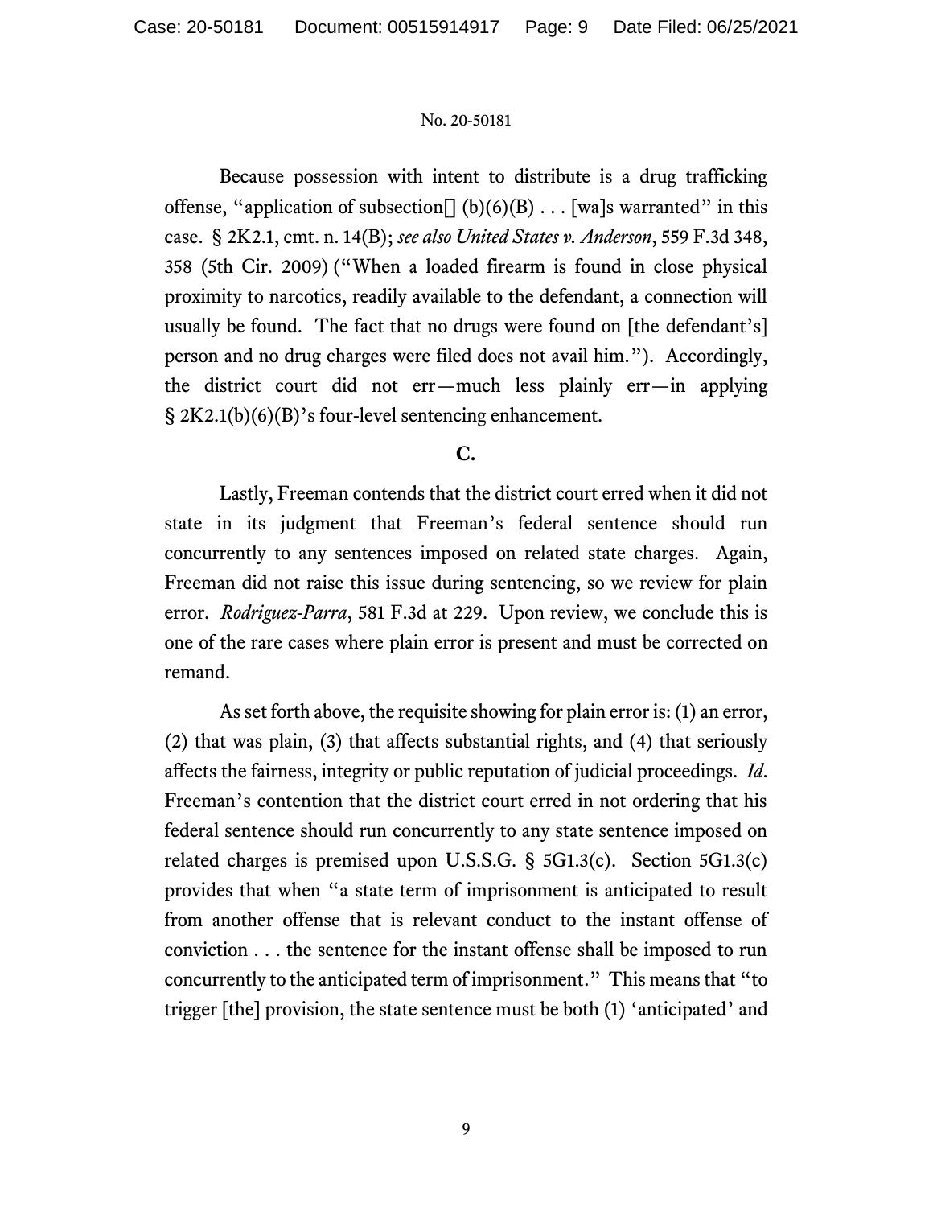Because possession with intent to distribute is a drug trafficking offense, "application of subsection[] (b)(6)(B) . . . [wa]s warranted" in this case. § 2K2.1, cmt. n. 14(B); *see also United States v. Anderson*, 559 F.3d 348, 358 (5th Cir. 2009) ("When a loaded firearm is found in close physical proximity to narcotics, readily available to the defendant, a connection will usually be found. The fact that no drugs were found on [the defendant's] person and no drug charges were filed does not avail him."). Accordingly, the district court did not err—much less plainly err—in applying § 2K2.1(b)(6)(B)'s four-level sentencing enhancement.

**C.**

Lastly, Freeman contends that the district court erred when it did not state in its judgment that Freeman's federal sentence should run concurrently to any sentences imposed on related state charges. Again, Freeman did not raise this issue during sentencing, so we review for plain error. *Rodriguez-Parra*, 581 F.3d at 229. Upon review, we conclude this is one of the rare cases where plain error is present and must be corrected on remand.

As set forth above, the requisite showing for plain error is: (1) an error, (2) that was plain, (3) that affects substantial rights, and (4) that seriously affects the fairness, integrity or public reputation of judicial proceedings. *Id.* Freeman's contention that the district court erred in not ordering that his federal sentence should run concurrently to any state sentence imposed on related charges is premised upon U.S.S.G. § 5G1.3(c). Section 5G1.3(c) provides that when "a state term of imprisonment is anticipated to result from another offense that is relevant conduct to the instant offense of conviction . . . the sentence for the instant offense shall be imposed to run concurrently to the anticipated term of imprisonment." This means that "to trigger [the] provision, the state sentence must be both (1) 'anticipated' and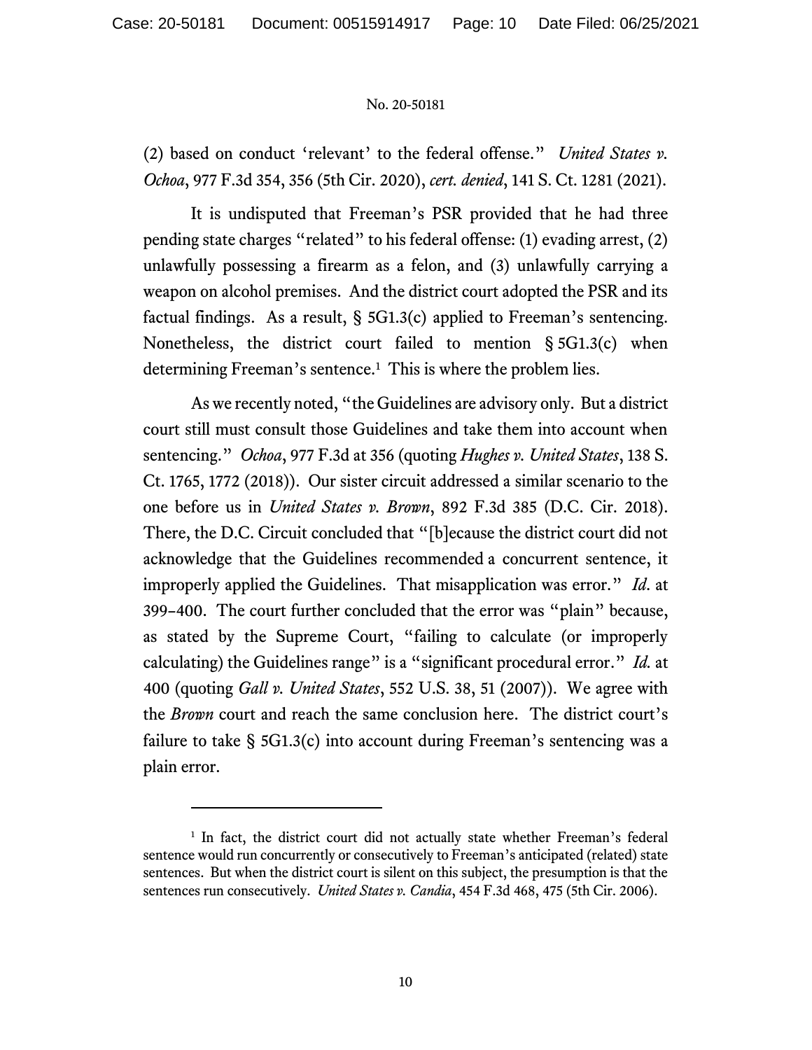(2) based on conduct 'relevant' to the federal offense." *United States v. Ochoa*, 977 F.3d 354, 356 (5th Cir. 2020), *cert. denied*, 141 S. Ct. 1281 (2021).

It is undisputed that Freeman's PSR provided that he had three pending state charges "related" to his federal offense: (1) evading arrest, (2) unlawfully possessing a firearm as a felon, and (3) unlawfully carrying a weapon on alcohol premises. And the district court adopted the PSR and its factual findings. As a result, § 5G1.3(c) applied to Freeman's sentencing. Nonetheless, the district court failed to mention § 5G1.3(c) when determining Freeman's sentence.[1] This is where the problem lies.

As we recently noted, "the Guidelines are advisory only. But a district court still must consult those Guidelines and take them into account when sentencing." *Ochoa*, 977 F.3d at 356 (quoting *Hughes v. United States*, 138 S. Ct. 1765, 1772 (2018)). Our sister circuit addressed a similar scenario to the one before us in *United States v. Brown*, 892 F.3d 385 (D.C. Cir. 2018). There, the D.C. Circuit concluded that "[b]ecause the district court did not acknowledge that the Guidelines recommended a concurrent sentence, it improperly applied the Guidelines. That misapplication was error." *Id.* at 399–400. The court further concluded that the error was "plain" because, as stated by the Supreme Court, "failing to calculate (or improperly calculating) the Guidelines range" is a "significant procedural error." *Id.* at 400 (quoting *Gall v. United States*, 552 U.S. 38, 51 (2007)). We agree with the *Brown* court and reach the same conclusion here. The district court's failure to take § 5G1.3(c) into account during Freeman's sentencing was a plain error.

---

[1] In fact, the district court did not actually state whether Freeman's federal sentence would run concurrently or consecutively to Freeman's anticipated (related) state sentences. But when the district court is silent on this subject, the presumption is that the sentences run consecutively. *United States v. Candia*, 454 F.3d 468, 475 (5th Cir. 2006).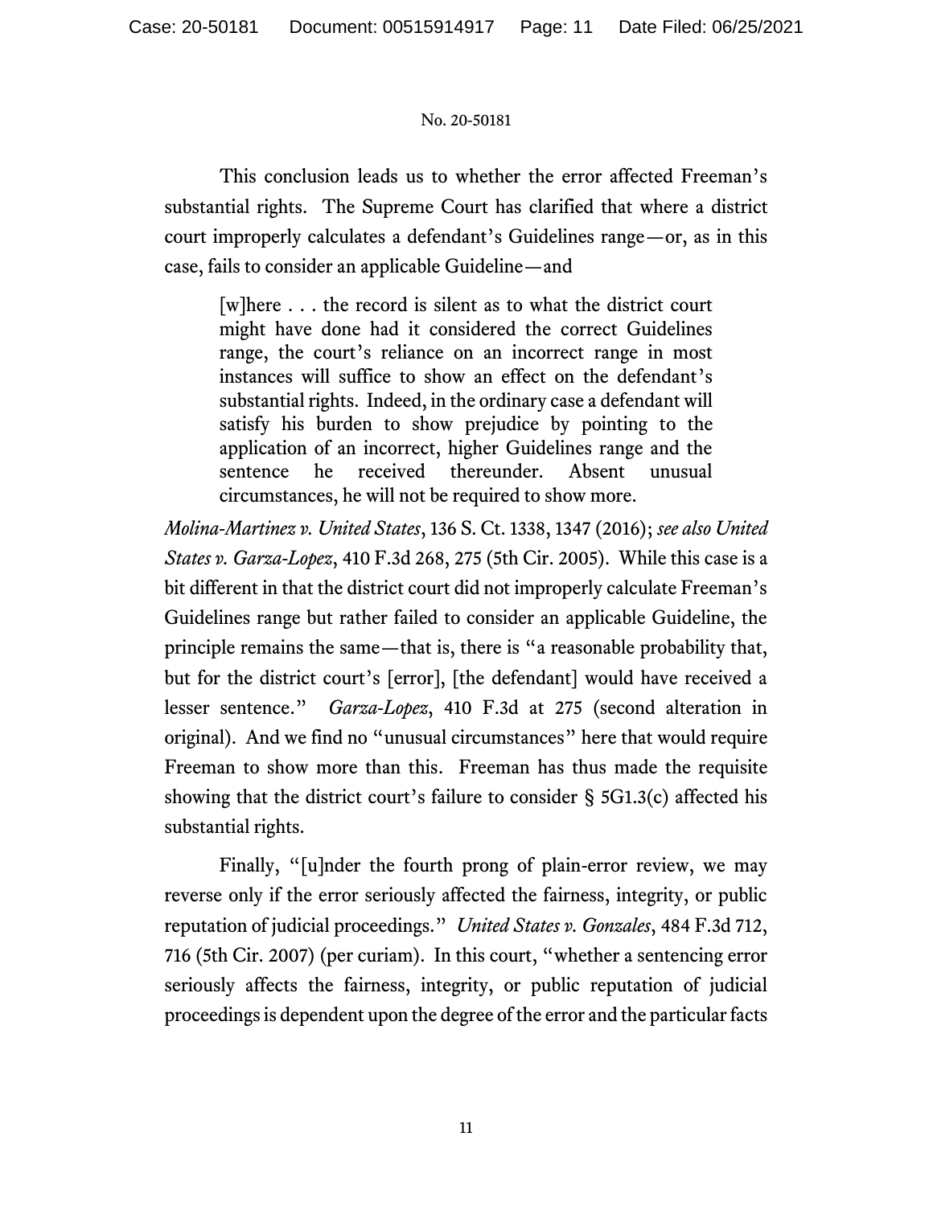This conclusion leads us to whether the error affected Freeman's substantial rights. The Supreme Court has clarified that where a district court improperly calculates a defendant's Guidelines range—or, as in this case, fails to consider an applicable Guideline—and

> [w]here . . . the record is silent as to what the district court might have done had it considered the correct Guidelines range, the court's reliance on an incorrect range in most instances will suffice to show an effect on the defendant's substantial rights. Indeed, in the ordinary case a defendant will satisfy his burden to show prejudice by pointing to the application of an incorrect, higher Guidelines range and the sentence he received thereunder. Absent unusual circumstances, he will not be required to show more.

*Molina-Martinez v. United States*, 136 S. Ct. 1338, 1347 (2016); *see also United States v. Garza-Lopez*, 410 F.3d 268, 275 (5th Cir. 2005). While this case is a bit different in that the district court did not improperly calculate Freeman's Guidelines range but rather failed to consider an applicable Guideline, the principle remains the same—that is, there is "a reasonable probability that, but for the district court's [error], [the defendant] would have received a lesser sentence." *Garza-Lopez*, 410 F.3d at 275 (second alteration in original). And we find no "unusual circumstances" here that would require Freeman to show more than this. Freeman has thus made the requisite showing that the district court's failure to consider § 5G1.3(c) affected his substantial rights.

Finally, "[u]nder the fourth prong of plain-error review, we may reverse only if the error seriously affected the fairness, integrity, or public reputation of judicial proceedings." *United States v. Gonzales*, 484 F.3d 712, 716 (5th Cir. 2007) (per curiam). In this court, "whether a sentencing error seriously affects the fairness, integrity, or public reputation of judicial proceedings is dependent upon the degree of the error and the particular facts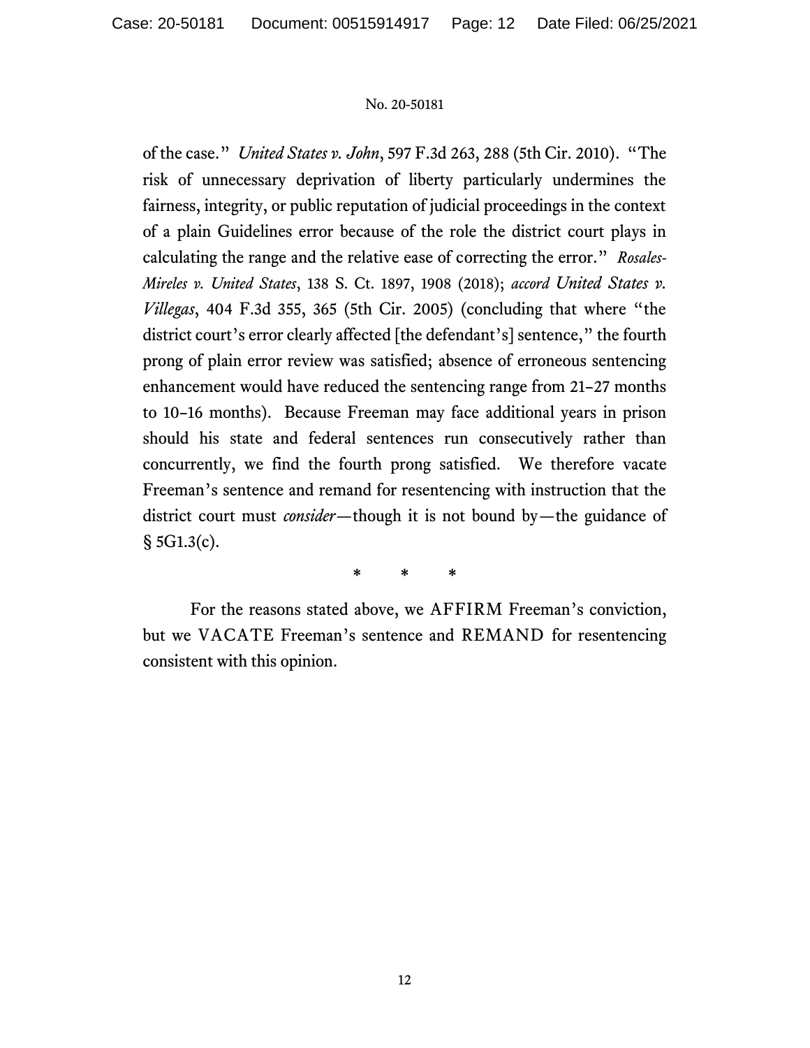of the case." *United States v. John*, 597 F.3d 263, 288 (5th Cir. 2010). "The risk of unnecessary deprivation of liberty particularly undermines the fairness, integrity, or public reputation of judicial proceedings in the context of a plain Guidelines error because of the role the district court plays in calculating the range and the relative ease of correcting the error." *Rosales-Mireles v. United States*, 138 S. Ct. 1897, 1908 (2018); *accord United States v. Villegas*, 404 F.3d 355, 365 (5th Cir. 2005) (concluding that where "the district court's error clearly affected [the defendant's] sentence," the fourth prong of plain error review was satisfied; absence of erroneous sentencing enhancement would have reduced the sentencing range from 21–27 months to 10–16 months). Because Freeman may face additional years in prison should his state and federal sentences run consecutively rather than concurrently, we find the fourth prong satisfied. We therefore vacate Freeman's sentence and remand for resentencing with instruction that the district court must *consider*—though it is not bound by—the guidance of § 5G1.3(c).

\* \* \*

For the reasons stated above, we AFFIRM Freeman's conviction, but we VACATE Freeman's sentence and REMAND for resentencing consistent with this opinion.